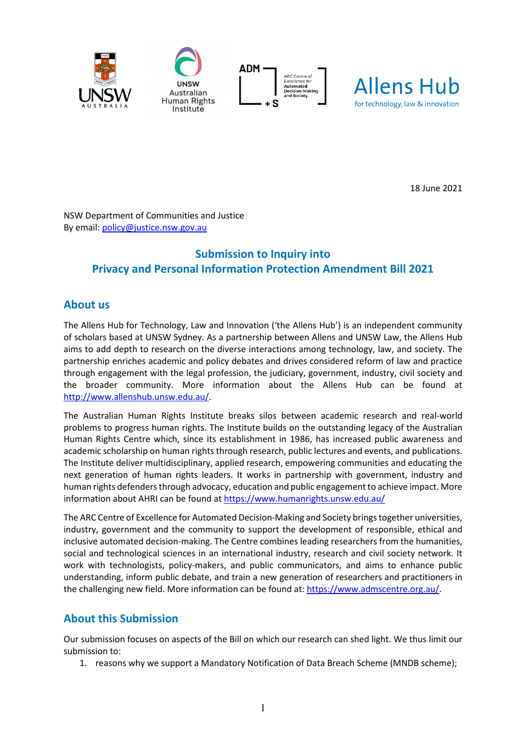18 June 2021

NSW Department of Communities and Justice
By email: [policy@justice.nsw.gov.au](mailto:policy@justice.nsw.gov.au)

## Submission to Inquiry into Privacy and Personal Information Protection Amendment Bill 2021

## About us

The Allens Hub for Technology, Law and Innovation ('the Allens Hub') is an independent community of scholars based at UNSW Sydney. As a partnership between Allens and UNSW Law, the Allens Hub aims to add depth to research on the diverse interactions among technology, law, and society. The partnership enriches academic and policy debates and drives considered reform of law and practice through engagement with the legal profession, the judiciary, government, industry, civil society and the broader community. More information about the Allens Hub can be found at [http://www.allenshub.unsw.edu.au/](http://www.allenshub.unsw.edu.au/).

The Australian Human Rights Institute breaks silos between academic research and real-world problems to progress human rights. The Institute builds on the outstanding legacy of the Australian Human Rights Centre which, since its establishment in 1986, has increased public awareness and academic scholarship on human rights through research, public lectures and events, and publications. The Institute deliver multidisciplinary, applied research, empowering communities and educating the next generation of human rights leaders. It works in partnership with government, industry and human rights defenders through advocacy, education and public engagement to achieve impact. More information about AHRI can be found at [https://www.humanrights.unsw.edu.au/](https://www.humanrights.unsw.edu.au/)

The ARC Centre of Excellence for Automated Decision-Making and Society brings together universities, industry, government and the community to support the development of responsible, ethical and inclusive automated decision-making. The Centre combines leading researchers from the humanities, social and technological sciences in an international industry, research and civil society network. It work with technologists, policy-makers, and public communicators, and aims to enhance public understanding, inform public debate, and train a new generation of researchers and practitioners in the challenging new field. More information can be found at: [https://www.admscentre.org.au/](https://www.admscentre.org.au/).

## About this Submission

Our submission focuses on aspects of the Bill on which our research can shed light. We thus limit our submission to:

1. reasons why we support a Mandatory Notification of Data Breach Scheme (MNDB scheme);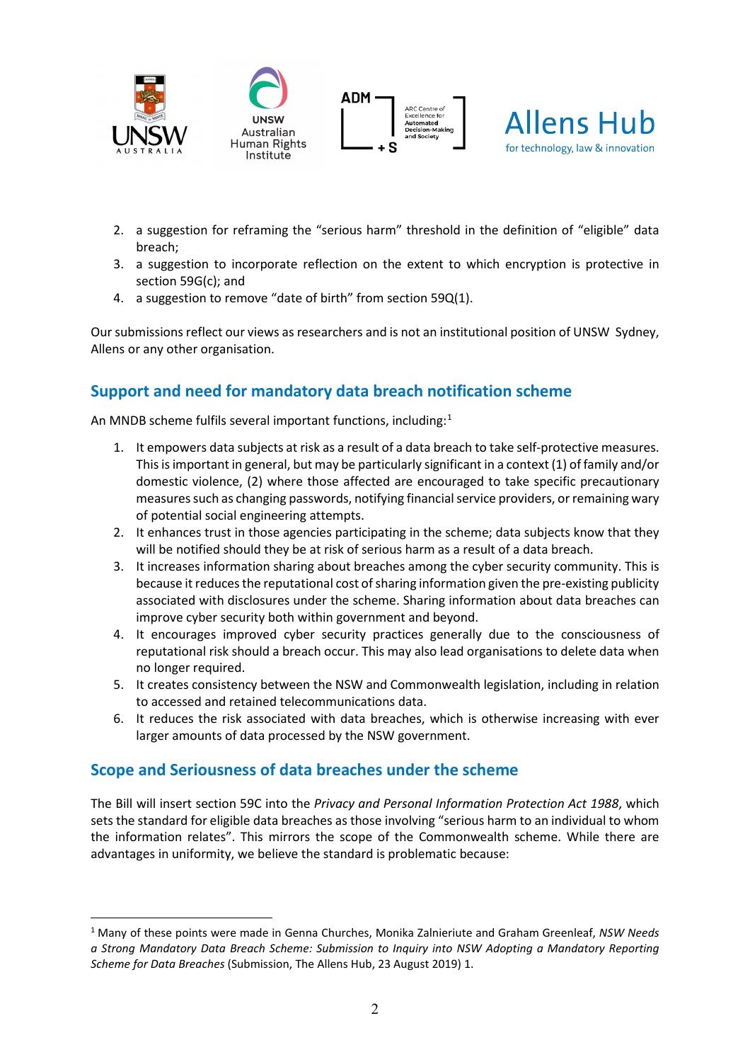2. a suggestion for reframing the "serious harm" threshold in the definition of "eligible" data breach;
3. a suggestion to incorporate reflection on the extent to which encryption is protective in section 59G(c); and
4. a suggestion to remove "date of birth" from section 59Q(1).

Our submissions reflect our views as researchers and is not an institutional position of UNSW Sydney, Allens or any other organisation.

## Support and need for mandatory data breach notification scheme

An MNDB scheme fulfils several important functions, including:[1]

1. It empowers data subjects at risk as a result of a data breach to take self-protective measures. This is important in general, but may be particularly significant in a context (1) of family and/or domestic violence, (2) where those affected are encouraged to take specific precautionary measures such as changing passwords, notifying financial service providers, or remaining wary of potential social engineering attempts.
2. It enhances trust in those agencies participating in the scheme; data subjects know that they will be notified should they be at risk of serious harm as a result of a data breach.
3. It increases information sharing about breaches among the cyber security community. This is because it reduces the reputational cost of sharing information given the pre-existing publicity associated with disclosures under the scheme. Sharing information about data breaches can improve cyber security both within government and beyond.
4. It encourages improved cyber security practices generally due to the consciousness of reputational risk should a breach occur. This may also lead organisations to delete data when no longer required.
5. It creates consistency between the NSW and Commonwealth legislation, including in relation to accessed and retained telecommunications data.
6. It reduces the risk associated with data breaches, which is otherwise increasing with ever larger amounts of data processed by the NSW government.

## Scope and Seriousness of data breaches under the scheme

The Bill will insert section 59C into the *Privacy and Personal Information Protection Act 1988*, which sets the standard for eligible data breaches as those involving "serious harm to an individual to whom the information relates". This mirrors the scope of the Commonwealth scheme. While there are advantages in uniformity, we believe the standard is problematic because:

---

[1] Many of these points were made in Genna Churches, Monika Zalnieriute and Graham Greenleaf, *NSW Needs a Strong Mandatory Data Breach Scheme: Submission to Inquiry into NSW Adopting a Mandatory Reporting Scheme for Data Breaches* (Submission, The Allens Hub, 23 August 2019) 1.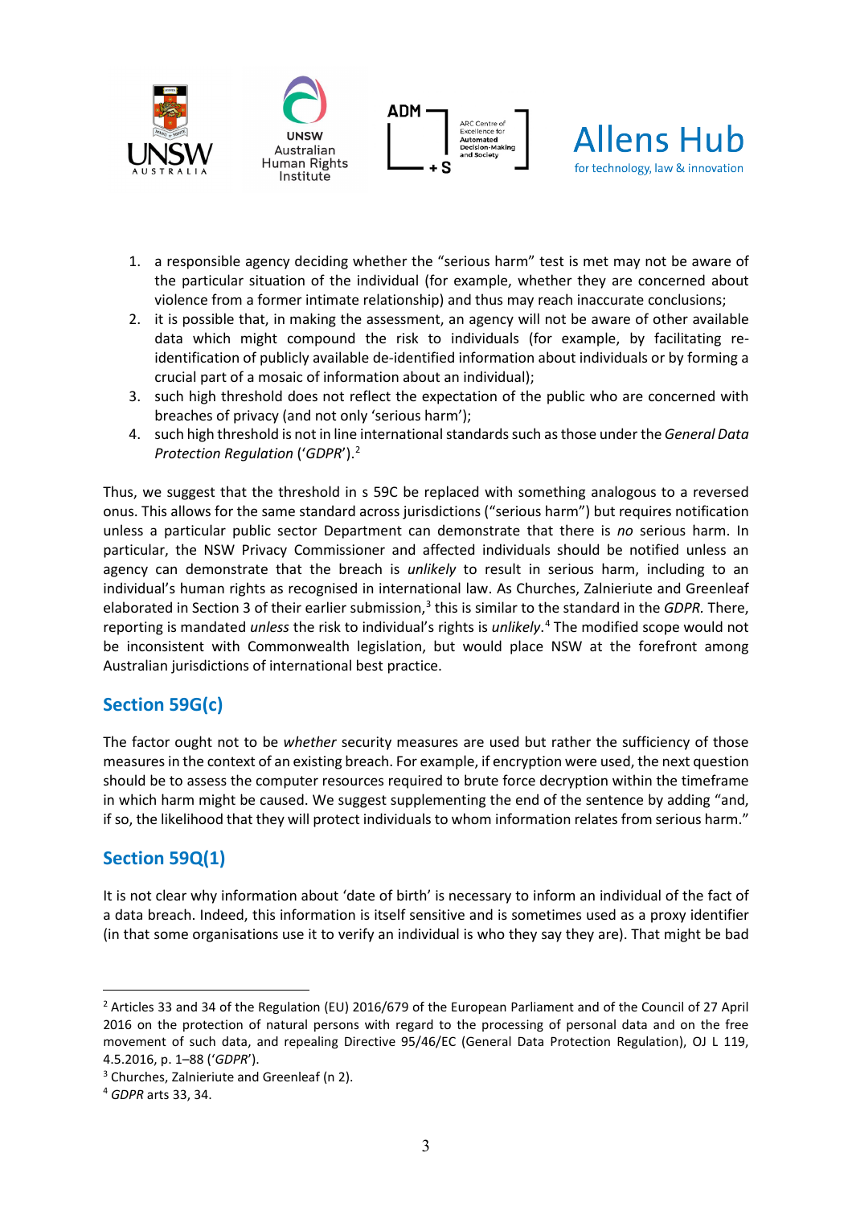1. a responsible agency deciding whether the "serious harm" test is met may not be aware of the particular situation of the individual (for example, whether they are concerned about violence from a former intimate relationship) and thus may reach inaccurate conclusions;
2. it is possible that, in making the assessment, an agency will not be aware of other available data which might compound the risk to individuals (for example, by facilitating re-identification of publicly available de-identified information about individuals or by forming a crucial part of a mosaic of information about an individual);
3. such high threshold does not reflect the expectation of the public who are concerned with breaches of privacy (and not only 'serious harm');
4. such high threshold is not in line international standards such as those under the *General Data Protection Regulation* ('*GDPR*').[2]

Thus, we suggest that the threshold in s 59C be replaced with something analogous to a reversed onus. This allows for the same standard across jurisdictions ("serious harm") but requires notification unless a particular public sector Department can demonstrate that there is *no* serious harm. In particular, the NSW Privacy Commissioner and affected individuals should be notified unless an agency can demonstrate that the breach is *unlikely* to result in serious harm, including to an individual's human rights as recognised in international law. As Churches, Zalnieriute and Greenleaf elaborated in Section 3 of their earlier submission,[3] this is similar to the standard in the *GDPR*. There, reporting is mandated *unless* the risk to individual's rights is *unlikely*.[4] The modified scope would not be inconsistent with Commonwealth legislation, but would place NSW at the forefront among Australian jurisdictions of international best practice.

## Section 59G(c)

The factor ought not to be *whether* security measures are used but rather the sufficiency of those measures in the context of an existing breach. For example, if encryption were used, the next question should be to assess the computer resources required to brute force decryption within the timeframe in which harm might be caused. We suggest supplementing the end of the sentence by adding "and, if so, the likelihood that they will protect individuals to whom information relates from serious harm."

## Section 59Q(1)

It is not clear why information about 'date of birth' is necessary to inform an individual of the fact of a data breach. Indeed, this information is itself sensitive and is sometimes used as a proxy identifier (in that some organisations use it to verify an individual is who they say they are). That might be bad

---

[2] Articles 33 and 34 of the Regulation (EU) 2016/679 of the European Parliament and of the Council of 27 April 2016 on the protection of natural persons with regard to the processing of personal data and on the free movement of such data, and repealing Directive 95/46/EC (General Data Protection Regulation), OJ L 119, 4.5.2016, p. 1–88 ('*GDPR*').

[3] Churches, Zalnieriute and Greenleaf (n 2).

[4] *GDPR* arts 33, 34.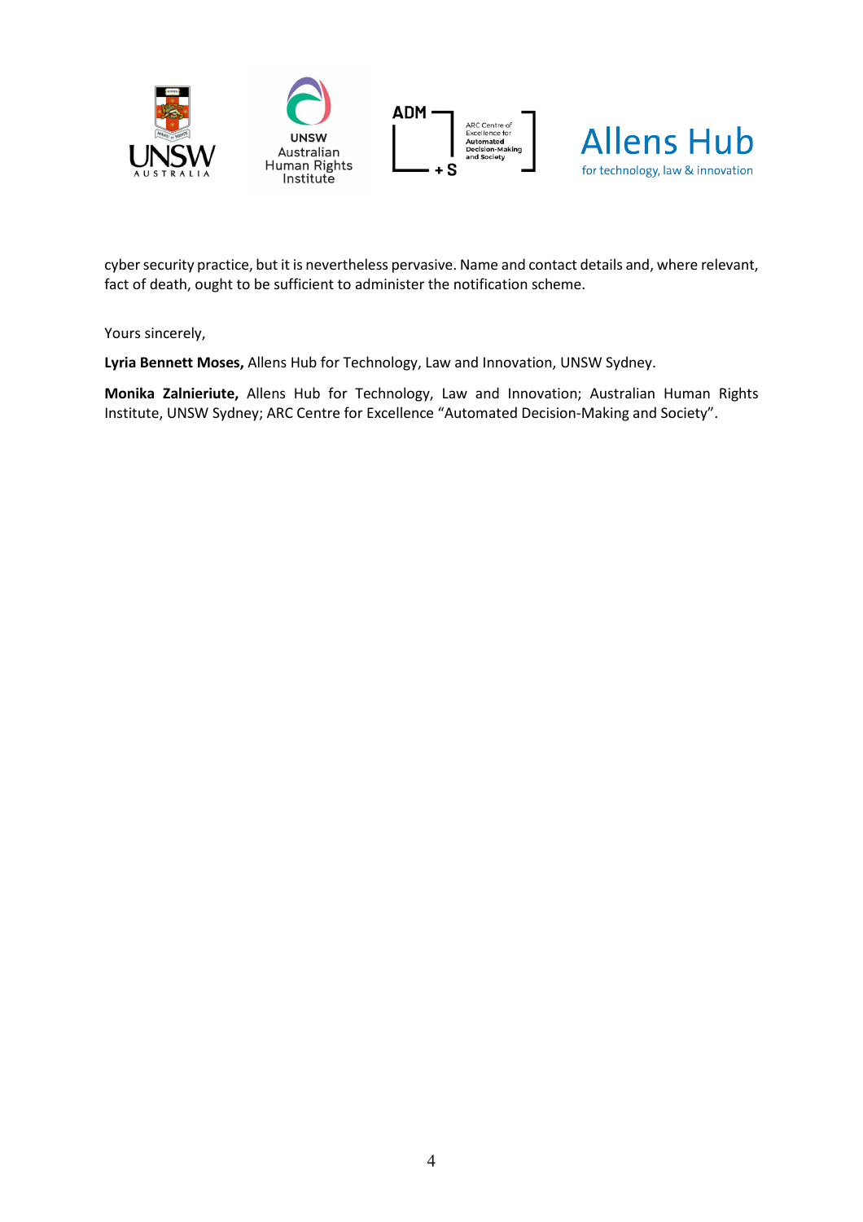cyber security practice, but it is nevertheless pervasive. Name and contact details and, where relevant, fact of death, ought to be sufficient to administer the notification scheme.

Yours sincerely,

**Lyria Bennett Moses,** Allens Hub for Technology, Law and Innovation, UNSW Sydney.

**Monika Zalnieriute,** Allens Hub for Technology, Law and Innovation; Australian Human Rights Institute, UNSW Sydney; ARC Centre for Excellence "Automated Decision-Making and Society".